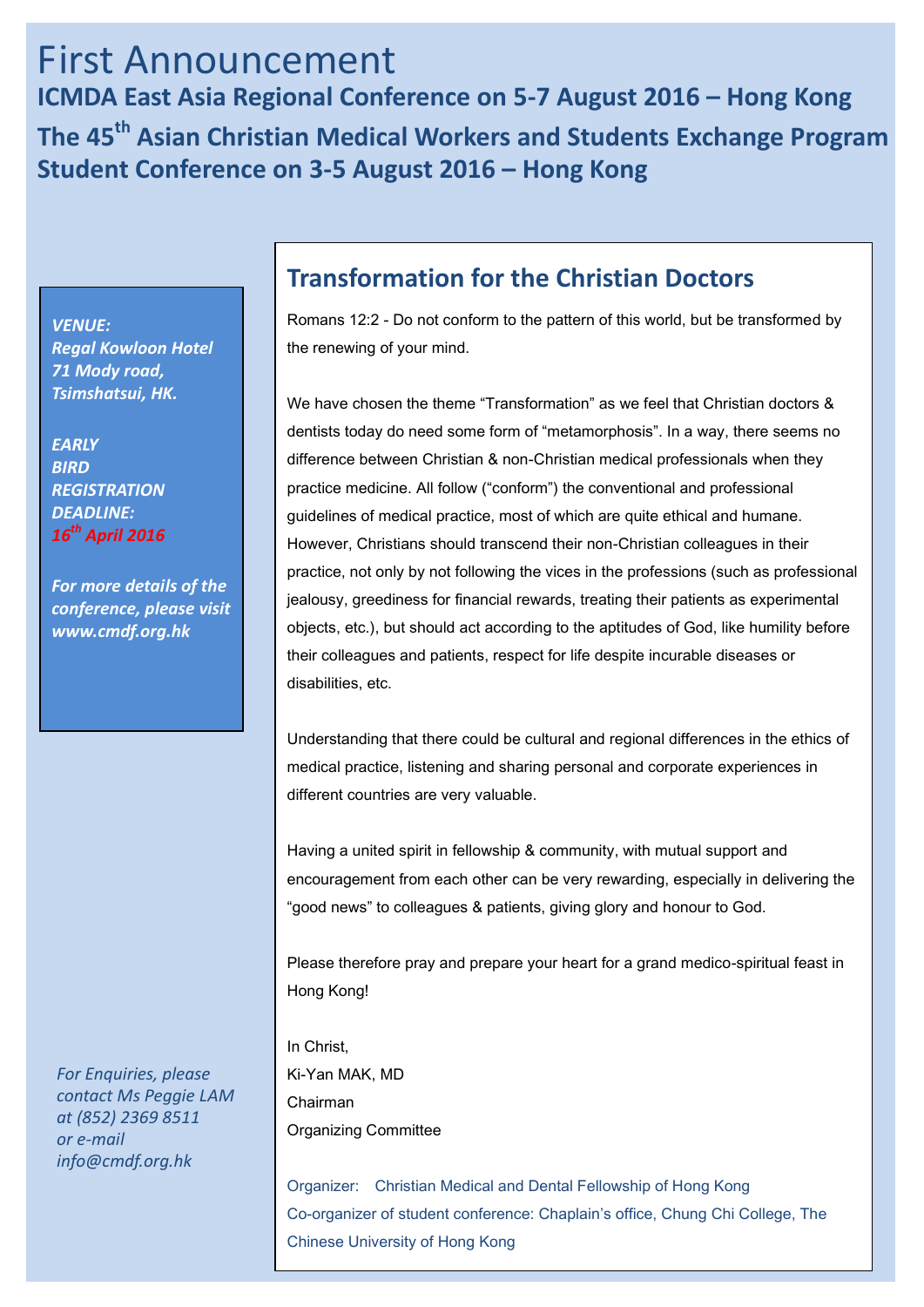# First Announcement

## ICMDA East Asia Regional Conference on 5-7 August 2016 – Hong Kong

## The 45th Asian Christian Medical Workers and Students Exchange Program Student Conference on 3-5 August 2016 – Hong Kong

***VENUE:***
***Regal Kowloon Hotel***
***71 Mody road,***
***Tsimshatsui, HK.***

***EARLY BIRD REGISTRATION DEADLINE:***
***16th April 2016***

***For more details of the conference, please visit www.cmdf.org.hk***

*For Enquiries, please contact Ms Peggie LAM at (852) 2369 8511 or e-mail info@cmdf.org.hk*

## Transformation for the Christian Doctors

Romans 12:2 - Do not conform to the pattern of this world, but be transformed by the renewing of your mind.

We have chosen the theme "Transformation" as we feel that Christian doctors & dentists today do need some form of "metamorphosis". In a way, there seems no difference between Christian & non-Christian medical professionals when they practice medicine. All follow ("conform") the conventional and professional guidelines of medical practice, most of which are quite ethical and humane. However, Christians should transcend their non-Christian colleagues in their practice, not only by not following the vices in the professions (such as professional jealousy, greediness for financial rewards, treating their patients as experimental objects, etc.), but should act according to the aptitudes of God, like humility before their colleagues and patients, respect for life despite incurable diseases or disabilities, etc.

Understanding that there could be cultural and regional differences in the ethics of medical practice, listening and sharing personal and corporate experiences in different countries are very valuable.

Having a united spirit in fellowship & community, with mutual support and encouragement from each other can be very rewarding, especially in delivering the "good news" to colleagues & patients, giving glory and honour to God.

Please therefore pray and prepare your heart for a grand medico-spiritual feast in Hong Kong!

In Christ,
Ki-Yan MAK, MD
Chairman
Organizing Committee

Organizer: Christian Medical and Dental Fellowship of Hong Kong
Co-organizer of student conference: Chaplain's office, Chung Chi College, The Chinese University of Hong Kong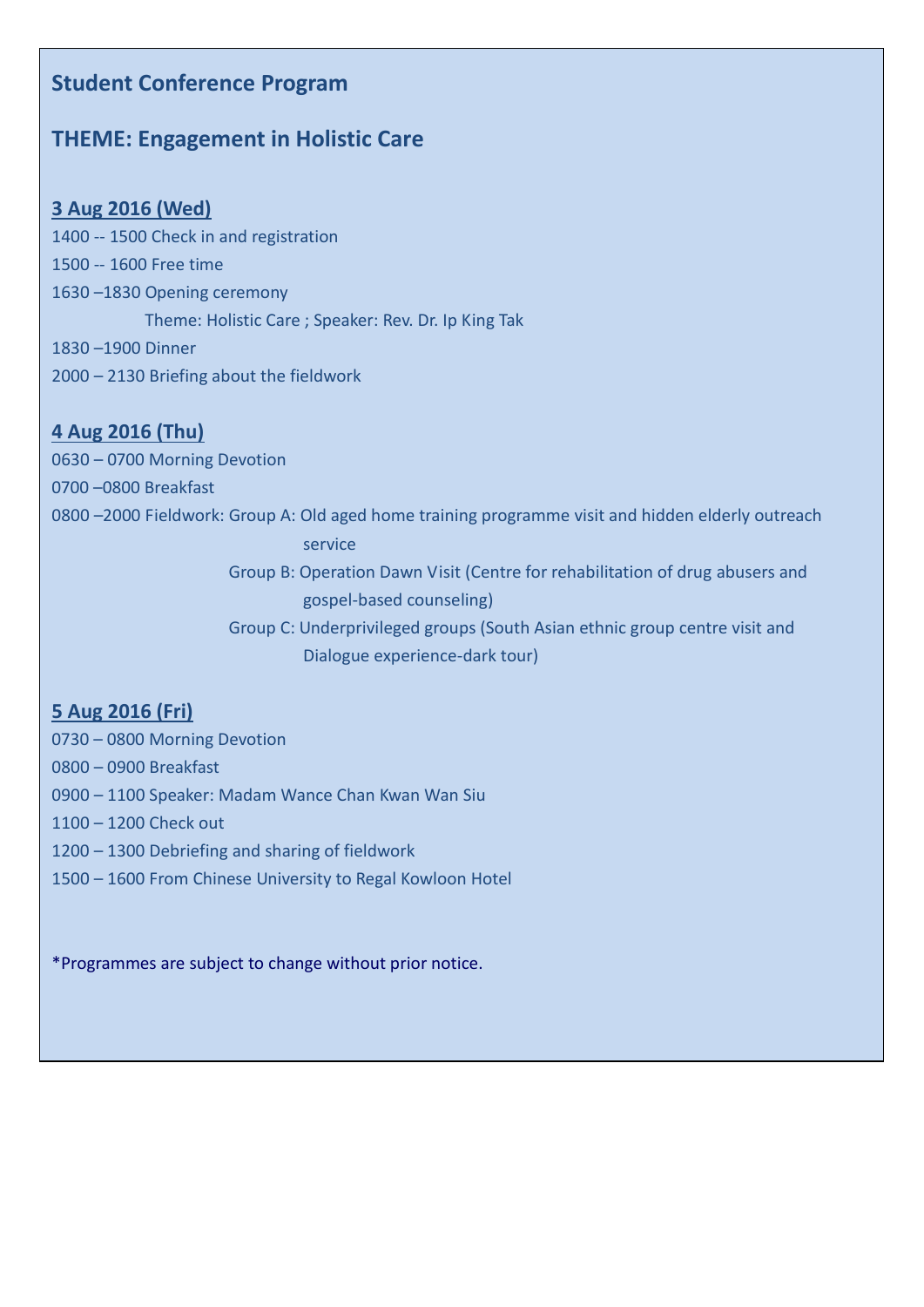## Student Conference Program

## THEME: Engagement in Holistic Care

### 3 Aug 2016 (Wed)

1400 -- 1500 Check in and registration

1500 -- 1600 Free time

1630 –1830 Opening ceremony

Theme: Holistic Care ; Speaker: Rev. Dr. Ip King Tak

1830 –1900 Dinner

2000 – 2130 Briefing about the fieldwork

### 4 Aug 2016 (Thu)

0630 – 0700 Morning Devotion

0700 –0800 Breakfast

0800 –2000 Fieldwork: Group A: Old aged home training programme visit and hidden elderly outreach service

Group B: Operation Dawn Visit (Centre for rehabilitation of drug abusers and gospel-based counseling)

Group C: Underprivileged groups (South Asian ethnic group centre visit and Dialogue experience-dark tour)

### 5 Aug 2016 (Fri)

0730 – 0800 Morning Devotion

0800 – 0900 Breakfast

0900 – 1100 Speaker: Madam Wance Chan Kwan Wan Siu

1100 – 1200 Check out

1200 – 1300 Debriefing and sharing of fieldwork

1500 – 1600 From Chinese University to Regal Kowloon Hotel

*Programmes are subject to change without prior notice.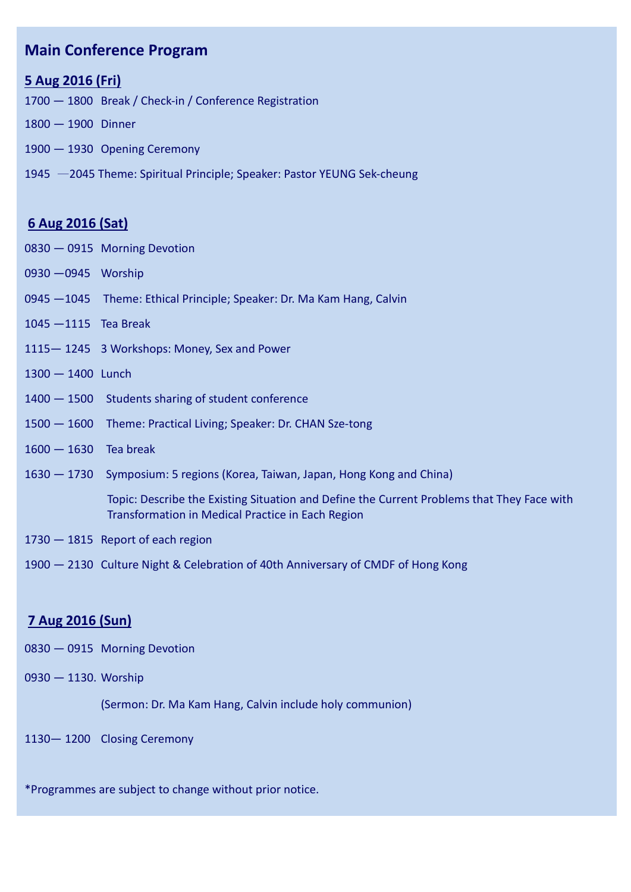## Main Conference Program

### 5 Aug 2016 (Fri)

1700 — 1800 Break / Check-in / Conference Registration

1800 — 1900 Dinner

1900 — 1930 Opening Ceremony

1945 —2045 Theme: Spiritual Principle; Speaker: Pastor YEUNG Sek-cheung

### 6 Aug 2016 (Sat)

0830 — 0915 Morning Devotion

0930 —0945 Worship

0945 —1045 Theme: Ethical Principle; Speaker: Dr. Ma Kam Hang, Calvin

1045 —1115 Tea Break

1115— 1245 3 Workshops: Money, Sex and Power

1300 — 1400 Lunch

1400 — 1500 Students sharing of student conference

1500 — 1600 Theme: Practical Living; Speaker: Dr. CHAN Sze-tong

1600 — 1630 Tea break

1630 — 1730 Symposium: 5 regions (Korea, Taiwan, Japan, Hong Kong and China)

Topic: Describe the Existing Situation and Define the Current Problems that They Face with Transformation in Medical Practice in Each Region

1730 — 1815 Report of each region

1900 — 2130 Culture Night & Celebration of 40th Anniversary of CMDF of Hong Kong

### 7 Aug 2016 (Sun)

0830 — 0915 Morning Devotion

0930 — 1130. Worship

(Sermon: Dr. Ma Kam Hang, Calvin include holy communion)

1130— 1200 Closing Ceremony

*Programmes are subject to change without prior notice.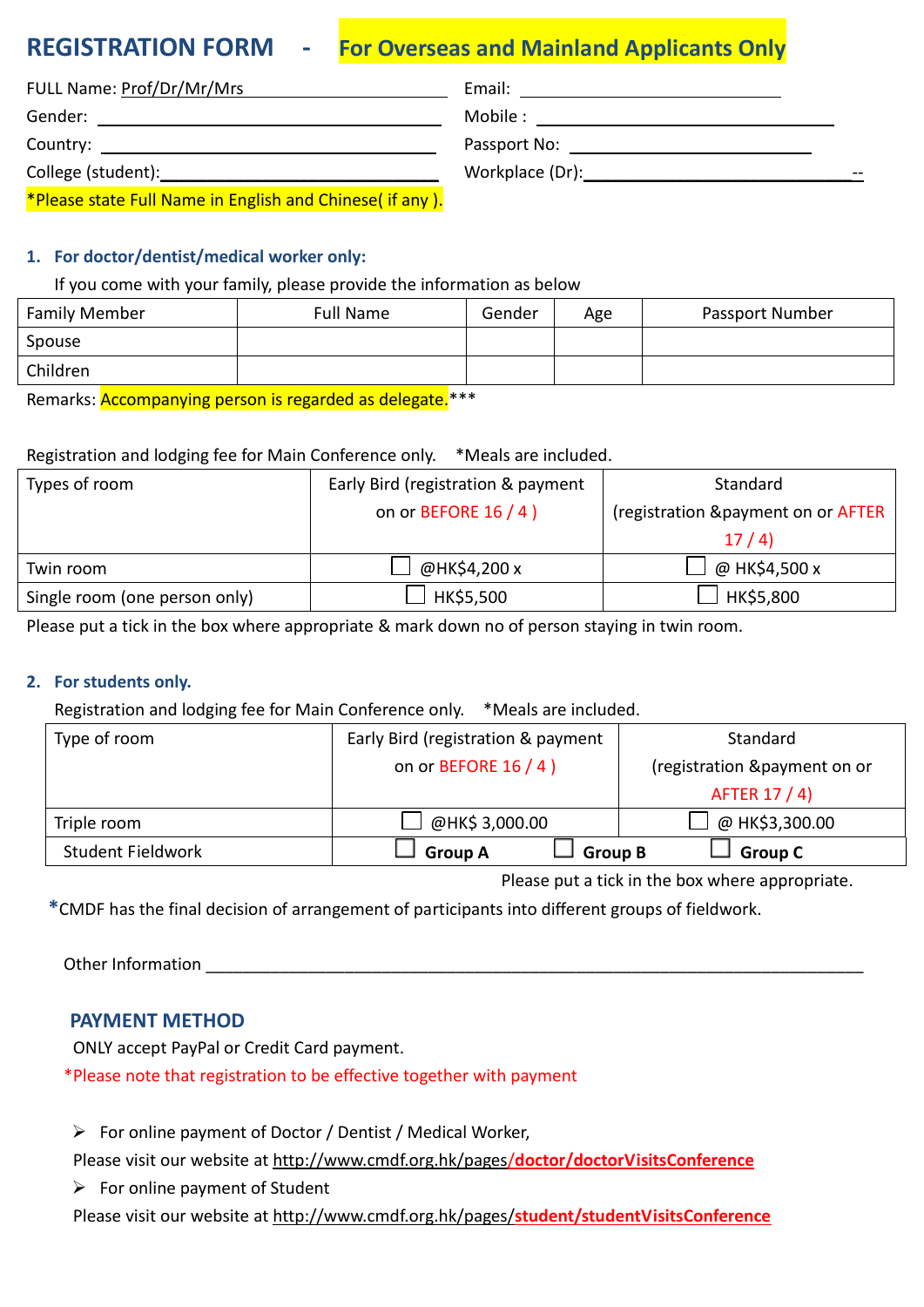# REGISTRATION FORM - For Overseas and Mainland Applicants Only

FULL Name: Prof/Dr/Mr/Mrs ______________________ Email: ______________________

Gender: ______________________ Mobile : ______________________

Country: ______________________ Passport No: ______________________

College (student):______________________ Workplace (Dr):______________________--

*Please state Full Name in English and Chinese( if any ).

1. **For doctor/dentist/medical worker only:**

   If you come with your family, please provide the information as below

| Family Member | Full Name | Gender | Age | Passport Number |
|---|---|---|---|---|
| Spouse | | | | |
| Children | | | | |

Remarks: Accompanying person is regarded as delegate.***

Registration and lodging fee for Main Conference only. *Meals are included.

| Types of room | Early Bird (registration & payment on or BEFORE 16 / 4 ) | Standard (registration &payment on or AFTER 17 / 4) |
|---|---|---|
| Twin room | ☐ @HK$4,200 x | ☐ @ HK$4,500 x |
| Single room (one person only) | ☐ HK$5,500 | ☐ HK$5,800 |

Please put a tick in the box where appropriate & mark down no of person staying in twin room.

2. **For students only.**

   Registration and lodging fee for Main Conference only. *Meals are included.

| Type of room | Early Bird (registration & payment on or BEFORE 16 / 4 ) | Standard (registration &payment on or AFTER 17 / 4) |
|---|---|---|
| Triple room | ☐ @HK$ 3,000.00 | ☐ @ HK$3,300.00 |
| Student Fieldwork | ☐ **Group A** ☐ **Group B** | ☐ **Group C** |

Please put a tick in the box where appropriate.

*CMDF has the final decision of arrangement of participants into different groups of fieldwork.

Other Information ______________________________________________________________________

## PAYMENT METHOD

ONLY accept PayPal or Credit Card payment.

*Please note that registration to be effective together with payment

- For online payment of Doctor / Dentist / Medical Worker,

  Please visit our website at http://www.cmdf.org.hk/pages/doctor/doctorVisitsConference

- For online payment of Student

  Please visit our website at http://www.cmdf.org.hk/pages/student/studentVisitsConference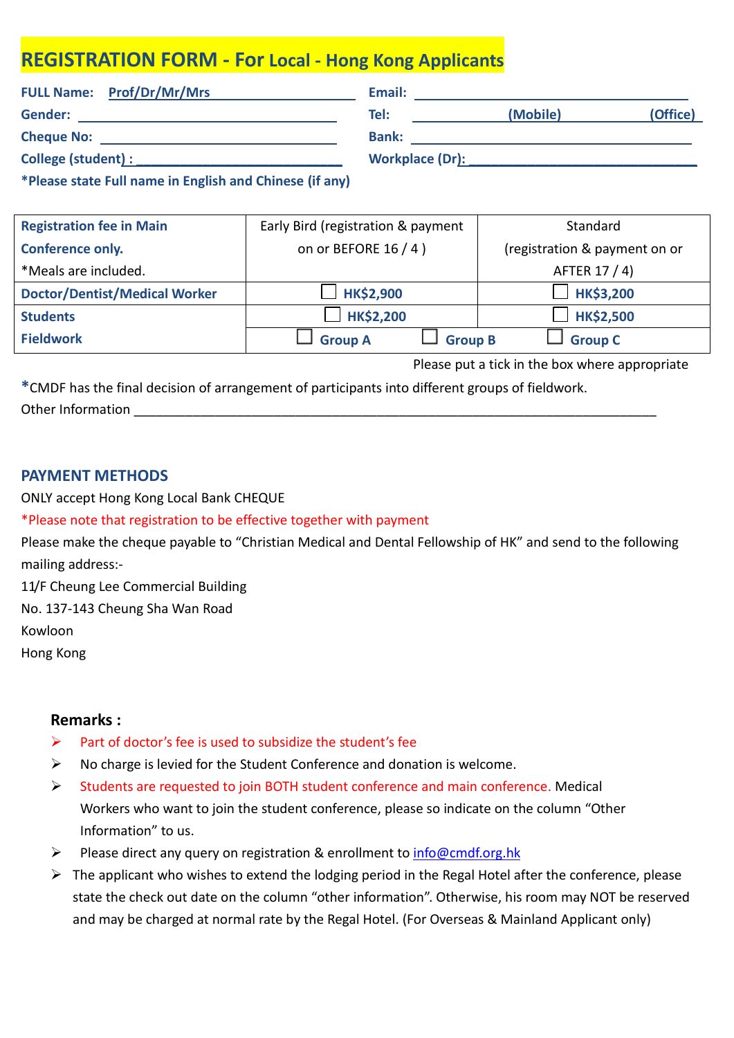# REGISTRATION FORM - For Local - Hong Kong Applicants

**FULL Name:** Prof/Dr/Mr/Mrs ____________________ **Email:** ____________________

**Gender:** ____________________ **Tel:** ________ (Mobile) ________ (Office)

**Cheque No:** ____________________ **Bank:** ____________________

**College (student):** ____________________ **Workplace (Dr):** ____________________

***Please state Full name in English and Chinese (if any)**

| **Registration fee in Main Conference only.** *Meals are included. | Early Bird (registration & payment on or BEFORE 16 / 4 ) | | Standard (registration & payment on or AFTER 17 / 4) |
|---|---|---|---|
| **Doctor/Dentist/Medical Worker** | ☐ **HK$2,900** | | ☐ **HK$3,200** |
| **Students** | ☐ **HK$2,200** | | ☐ **HK$2,500** |
| **Fieldwork** | ☐ **Group A** | ☐ **Group B** | ☐ **Group C** |

Please put a tick in the box where appropriate

*CMDF has the final decision of arrangement of participants into different groups of fieldwork.

Other Information ____________________________________________

## PAYMENT METHODS

ONLY accept Hong Kong Local Bank CHEQUE

*Please note that registration to be effective together with payment

Please make the cheque payable to "Christian Medical and Dental Fellowship of HK" and send to the following mailing address:-

11/F Cheung Lee Commercial Building
No. 137-143 Cheung Sha Wan Road
Kowloon
Hong Kong

**Remarks :**

- Part of doctor's fee is used to subsidize the student's fee
- No charge is levied for the Student Conference and donation is welcome.
- Students are requested to join BOTH student conference and main conference. Medical Workers who want to join the student conference, please so indicate on the column "Other Information" to us.
- Please direct any query on registration & enrollment to info@cmdf.org.hk
- The applicant who wishes to extend the lodging period in the Regal Hotel after the conference, please state the check out date on the column "other information". Otherwise, his room may NOT be reserved and may be charged at normal rate by the Regal Hotel. (For Overseas & Mainland Applicant only)